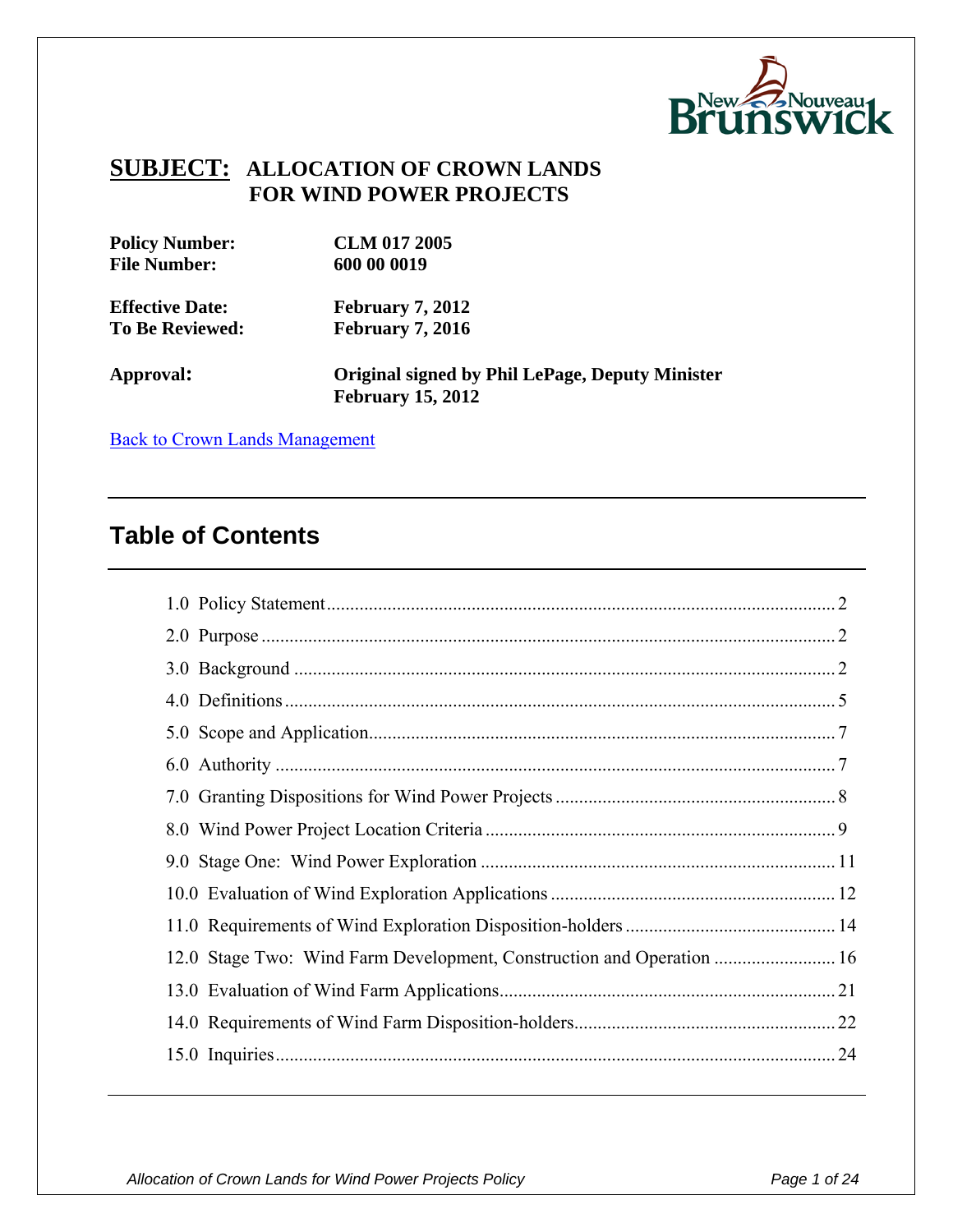**SUBJECT: ALLOCATION OF CROWN LANDS FOR WIND POWER PROJECTS**

| | |
|---|---|
| **Policy Number:** | **CLM 017 2005** |
| **File Number:** | **600 00 0019** |
| **Effective Date:** | **February 7, 2012** |
| **To Be Reviewed:** | **February 7, 2016** |
| **Approval:** | **Original signed by Phil LePage, Deputy Minister February 15, 2012** |

Back to Crown Lands Management

## Table of Contents

1.0 Policy Statement ........ 2
2.0 Purpose ........ 2
3.0 Background ........ 2
4.0 Definitions ........ 5
5.0 Scope and Application ........ 7
6.0 Authority ........ 7
7.0 Granting Dispositions for Wind Power Projects ........ 8
8.0 Wind Power Project Location Criteria ........ 9
9.0 Stage One: Wind Power Exploration ........ 11
10.0 Evaluation of Wind Exploration Applications ........ 12
11.0 Requirements of Wind Exploration Disposition-holders ........ 14
12.0 Stage Two: Wind Farm Development, Construction and Operation ........ 16
13.0 Evaluation of Wind Farm Applications ........ 21
14.0 Requirements of Wind Farm Disposition-holders ........ 22
15.0 Inquiries ........ 24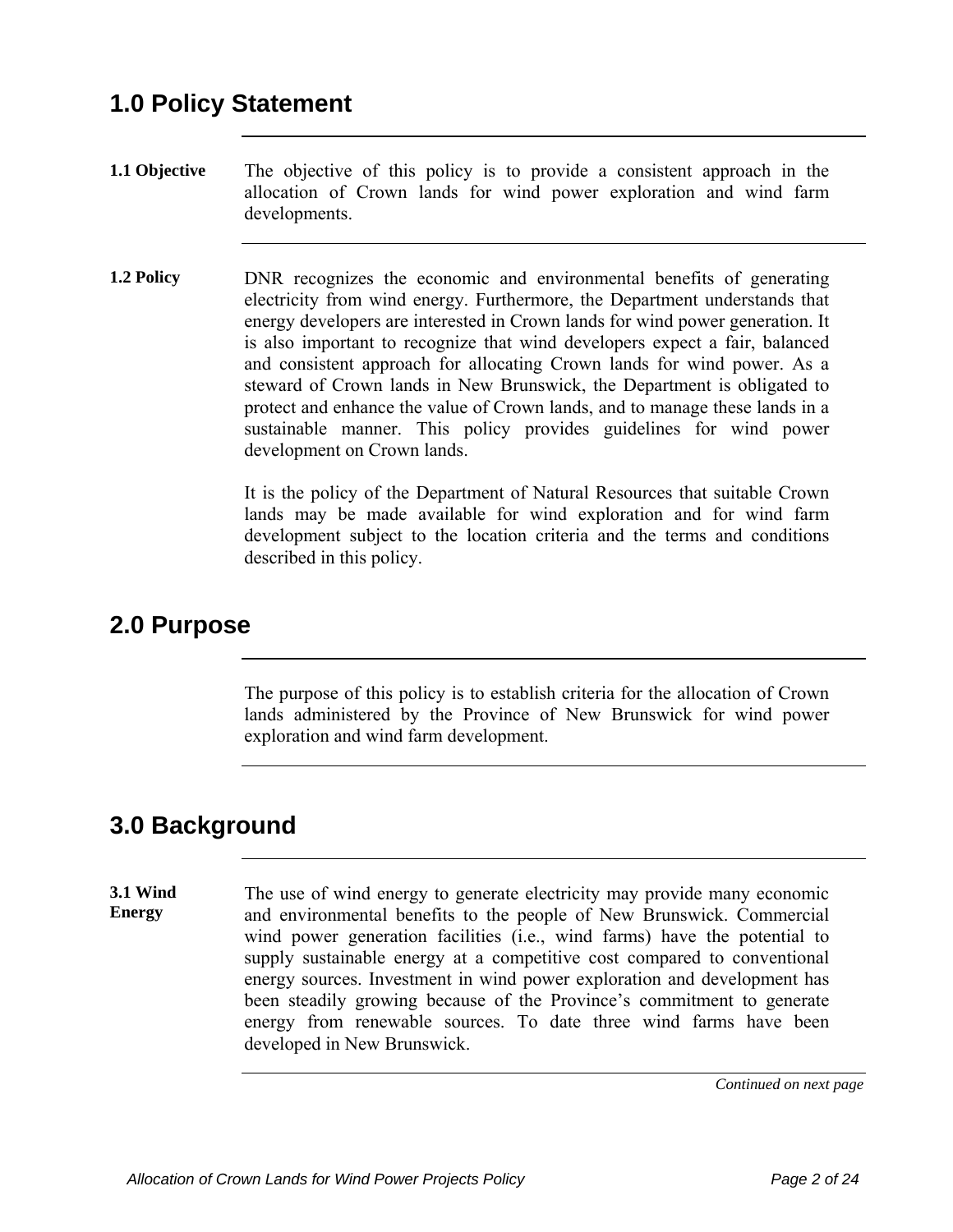## 1.0 Policy Statement

**1.1 Objective**

The objective of this policy is to provide a consistent approach in the allocation of Crown lands for wind power exploration and wind farm developments.

**1.2 Policy**

DNR recognizes the economic and environmental benefits of generating electricity from wind energy. Furthermore, the Department understands that energy developers are interested in Crown lands for wind power generation. It is also important to recognize that wind developers expect a fair, balanced and consistent approach for allocating Crown lands for wind power. As a steward of Crown lands in New Brunswick, the Department is obligated to protect and enhance the value of Crown lands, and to manage these lands in a sustainable manner. This policy provides guidelines for wind power development on Crown lands.

It is the policy of the Department of Natural Resources that suitable Crown lands may be made available for wind exploration and for wind farm development subject to the location criteria and the terms and conditions described in this policy.

## 2.0 Purpose

The purpose of this policy is to establish criteria for the allocation of Crown lands administered by the Province of New Brunswick for wind power exploration and wind farm development.

## 3.0 Background

**3.1 Wind Energy**

The use of wind energy to generate electricity may provide many economic and environmental benefits to the people of New Brunswick. Commercial wind power generation facilities (i.e., wind farms) have the potential to supply sustainable energy at a competitive cost compared to conventional energy sources. Investment in wind power exploration and development has been steadily growing because of the Province's commitment to generate energy from renewable sources. To date three wind farms have been developed in New Brunswick.

*Continued on next page*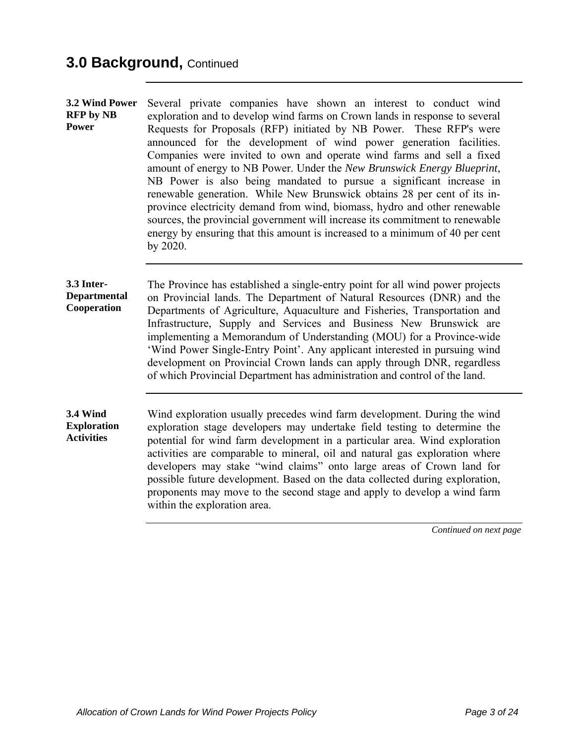# 3.0 Background, Continued

### 3.2 Wind Power RFP by NB Power

Several private companies have shown an interest to conduct wind exploration and to develop wind farms on Crown lands in response to several Requests for Proposals (RFP) initiated by NB Power. These RFP's were announced for the development of wind power generation facilities. Companies were invited to own and operate wind farms and sell a fixed amount of energy to NB Power. Under the *New Brunswick Energy Blueprint*, NB Power is also being mandated to pursue a significant increase in renewable generation. While New Brunswick obtains 28 per cent of its in-province electricity demand from wind, biomass, hydro and other renewable sources, the provincial government will increase its commitment to renewable energy by ensuring that this amount is increased to a minimum of 40 per cent by 2020.

### 3.3 Inter-Departmental Cooperation

The Province has established a single-entry point for all wind power projects on Provincial lands. The Department of Natural Resources (DNR) and the Departments of Agriculture, Aquaculture and Fisheries, Transportation and Infrastructure, Supply and Services and Business New Brunswick are implementing a Memorandum of Understanding (MOU) for a Province-wide 'Wind Power Single-Entry Point'. Any applicant interested in pursuing wind development on Provincial Crown lands can apply through DNR, regardless of which Provincial Department has administration and control of the land.

### 3.4 Wind Exploration Activities

Wind exploration usually precedes wind farm development. During the wind exploration stage developers may undertake field testing to determine the potential for wind farm development in a particular area. Wind exploration activities are comparable to mineral, oil and natural gas exploration where developers may stake "wind claims" onto large areas of Crown land for possible future development. Based on the data collected during exploration, proponents may move to the second stage and apply to develop a wind farm within the exploration area.

*Continued on next page*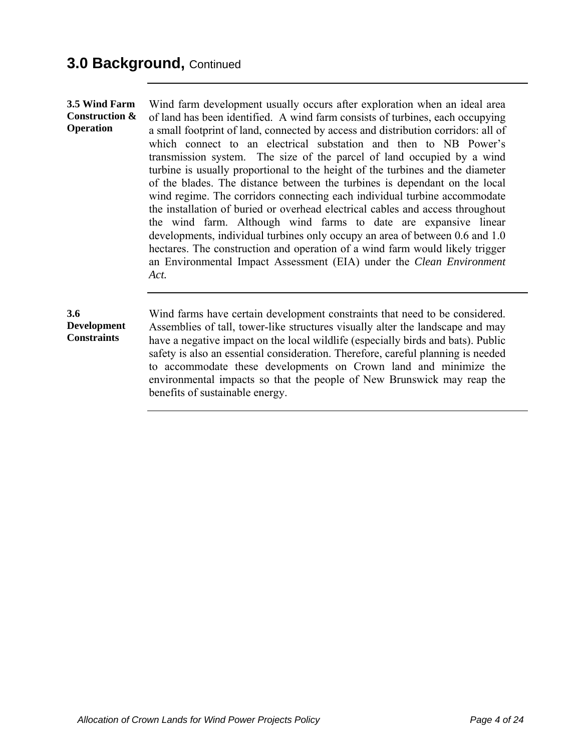## 3.0 Background, Continued

**3.5 Wind Farm Construction & Operation**

Wind farm development usually occurs after exploration when an ideal area of land has been identified. A wind farm consists of turbines, each occupying a small footprint of land, connected by access and distribution corridors: all of which connect to an electrical substation and then to NB Power's transmission system. The size of the parcel of land occupied by a wind turbine is usually proportional to the height of the turbines and the diameter of the blades. The distance between the turbines is dependant on the local wind regime. The corridors connecting each individual turbine accommodate the installation of buried or overhead electrical cables and access throughout the wind farm. Although wind farms to date are expansive linear developments, individual turbines only occupy an area of between 0.6 and 1.0 hectares. The construction and operation of a wind farm would likely trigger an Environmental Impact Assessment (EIA) under the *Clean Environment Act.*

**3.6 Development Constraints**

Wind farms have certain development constraints that need to be considered. Assemblies of tall, tower-like structures visually alter the landscape and may have a negative impact on the local wildlife (especially birds and bats). Public safety is also an essential consideration. Therefore, careful planning is needed to accommodate these developments on Crown land and minimize the environmental impacts so that the people of New Brunswick may reap the benefits of sustainable energy.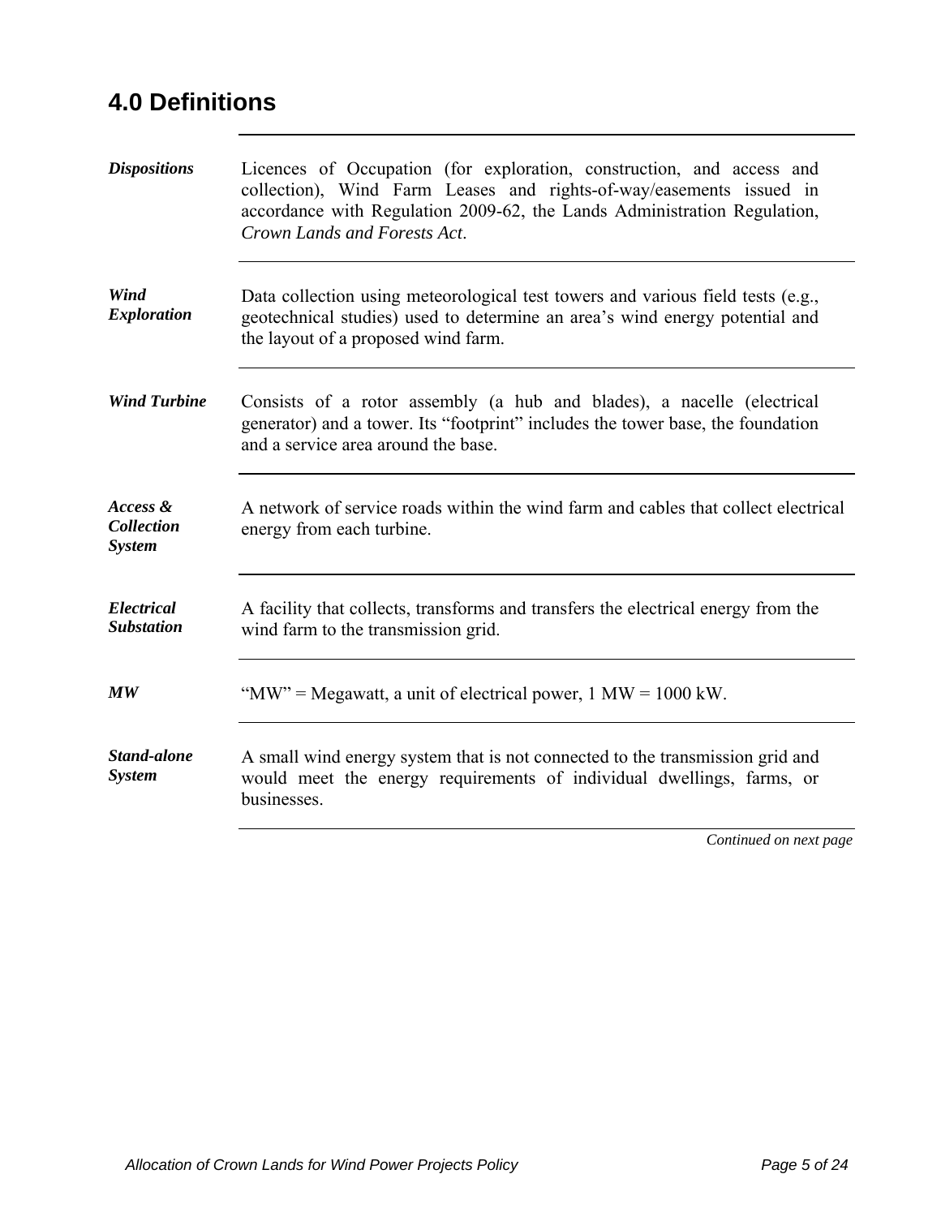# 4.0 Definitions

| Term | Definition |
|---|---|
| ***Dispositions*** | Licences of Occupation (for exploration, construction, and access and collection), Wind Farm Leases and rights-of-way/easements issued in accordance with Regulation 2009-62, the Lands Administration Regulation, *Crown Lands and Forests Act*. |
| ***Wind Exploration*** | Data collection using meteorological test towers and various field tests (e.g., geotechnical studies) used to determine an area's wind energy potential and the layout of a proposed wind farm. |
| ***Wind Turbine*** | Consists of a rotor assembly (a hub and blades), a nacelle (electrical generator) and a tower. Its "footprint" includes the tower base, the foundation and a service area around the base. |
| ***Access & Collection System*** | A network of service roads within the wind farm and cables that collect electrical energy from each turbine. |
| ***Electrical Substation*** | A facility that collects, transforms and transfers the electrical energy from the wind farm to the transmission grid. |
| ***MW*** | "MW" = Megawatt, a unit of electrical power, 1 MW = 1000 kW. |
| ***Stand-alone System*** | A small wind energy system that is not connected to the transmission grid and would meet the energy requirements of individual dwellings, farms, or businesses. |

*Continued on next page*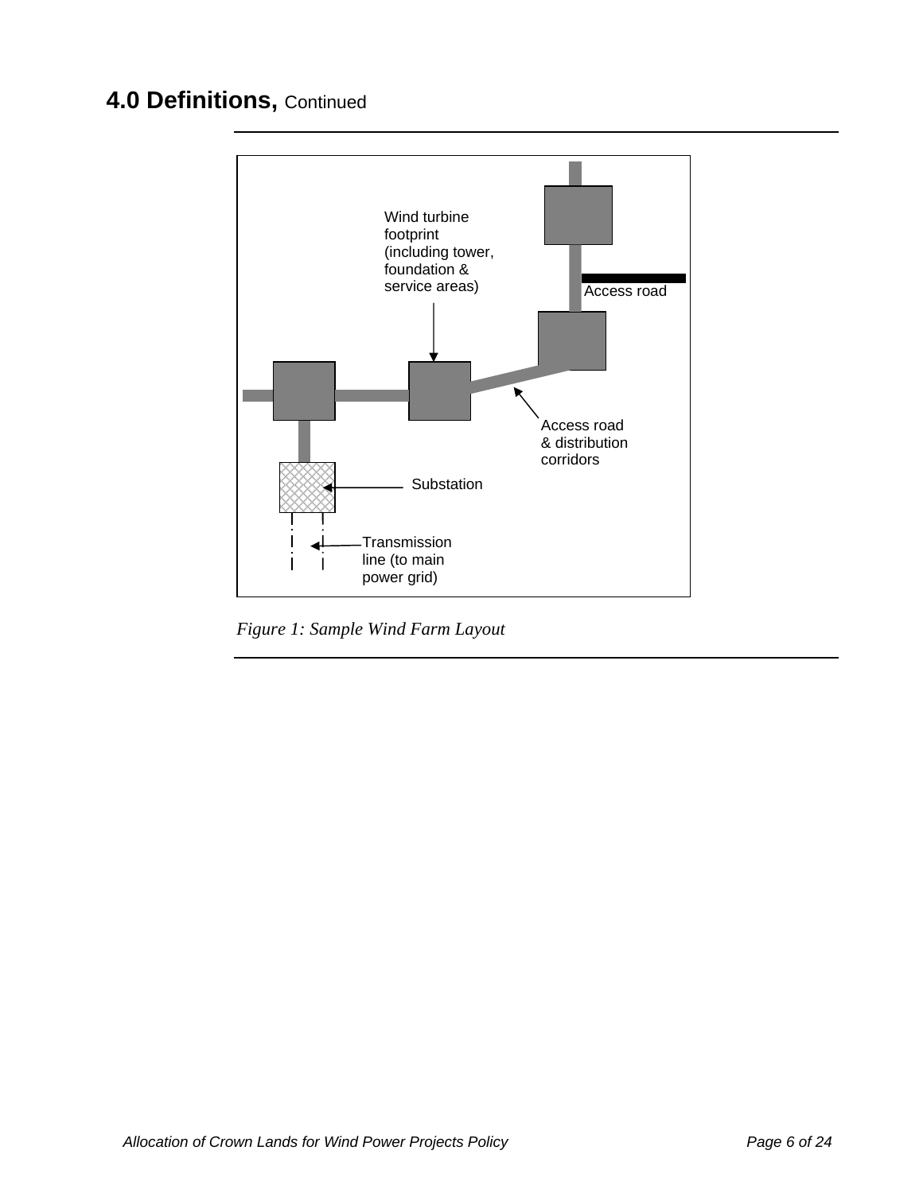## 4.0 Definitions, Continued

*Figure 1: Sample Wind Farm Layout*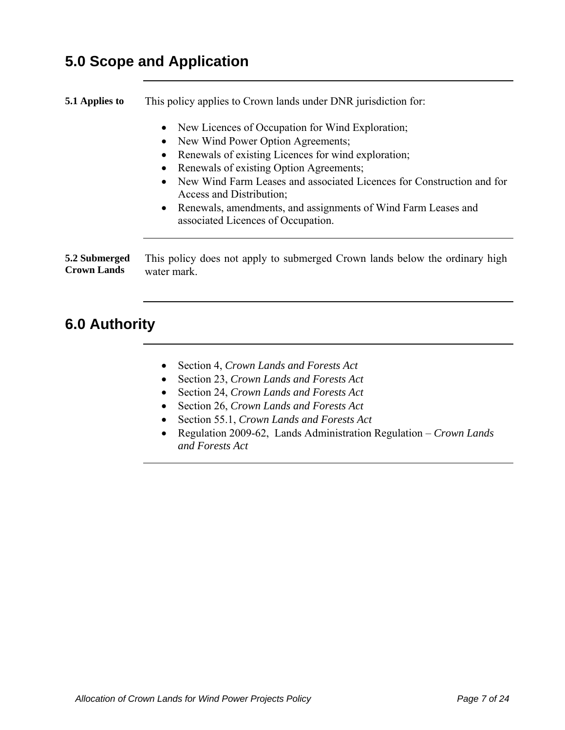## 5.0 Scope and Application

**5.1 Applies to**

This policy applies to Crown lands under DNR jurisdiction for:

- New Licences of Occupation for Wind Exploration;
- New Wind Power Option Agreements;
- Renewals of existing Licences for wind exploration;
- Renewals of existing Option Agreements;
- New Wind Farm Leases and associated Licences for Construction and for Access and Distribution;
- Renewals, amendments, and assignments of Wind Farm Leases and associated Licences of Occupation.

**5.2 Submerged Crown Lands**

This policy does not apply to submerged Crown lands below the ordinary high water mark.

## 6.0 Authority

- Section 4, *Crown Lands and Forests Act*
- Section 23, *Crown Lands and Forests Act*
- Section 24, *Crown Lands and Forests Act*
- Section 26, *Crown Lands and Forests Act*
- Section 55.1, *Crown Lands and Forests Act*
- Regulation 2009-62, Lands Administration Regulation – *Crown Lands and Forests Act*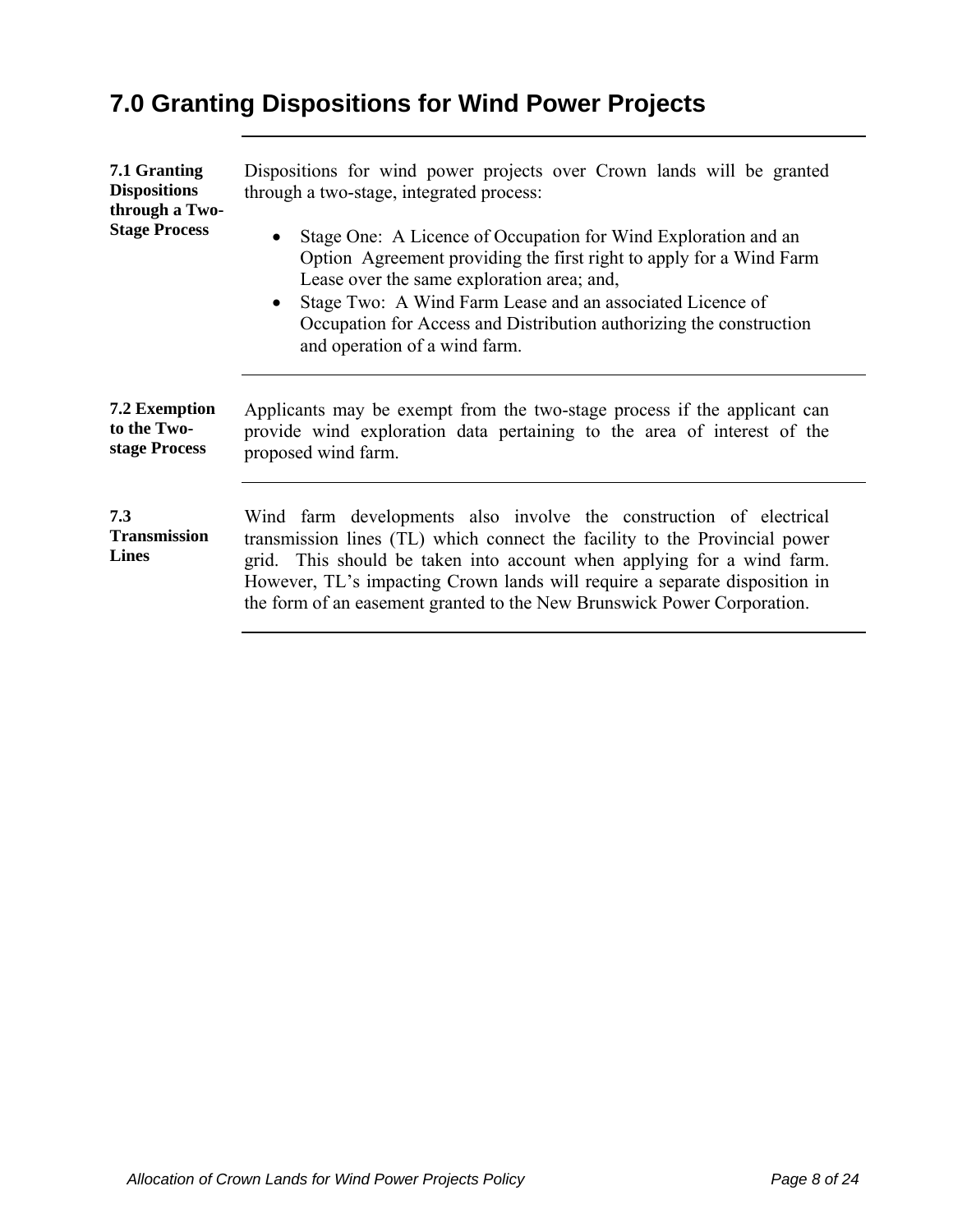## 7.0 Granting Dispositions for Wind Power Projects

**7.1 Granting Dispositions through a Two-Stage Process**

Dispositions for wind power projects over Crown lands will be granted through a two-stage, integrated process:

- Stage One: A Licence of Occupation for Wind Exploration and an Option Agreement providing the first right to apply for a Wind Farm Lease over the same exploration area; and,
- Stage Two: A Wind Farm Lease and an associated Licence of Occupation for Access and Distribution authorizing the construction and operation of a wind farm.

**7.2 Exemption to the Two-stage Process**

Applicants may be exempt from the two-stage process if the applicant can provide wind exploration data pertaining to the area of interest of the proposed wind farm.

**7.3 Transmission Lines**

Wind farm developments also involve the construction of electrical transmission lines (TL) which connect the facility to the Provincial power grid. This should be taken into account when applying for a wind farm. However, TL's impacting Crown lands will require a separate disposition in the form of an easement granted to the New Brunswick Power Corporation.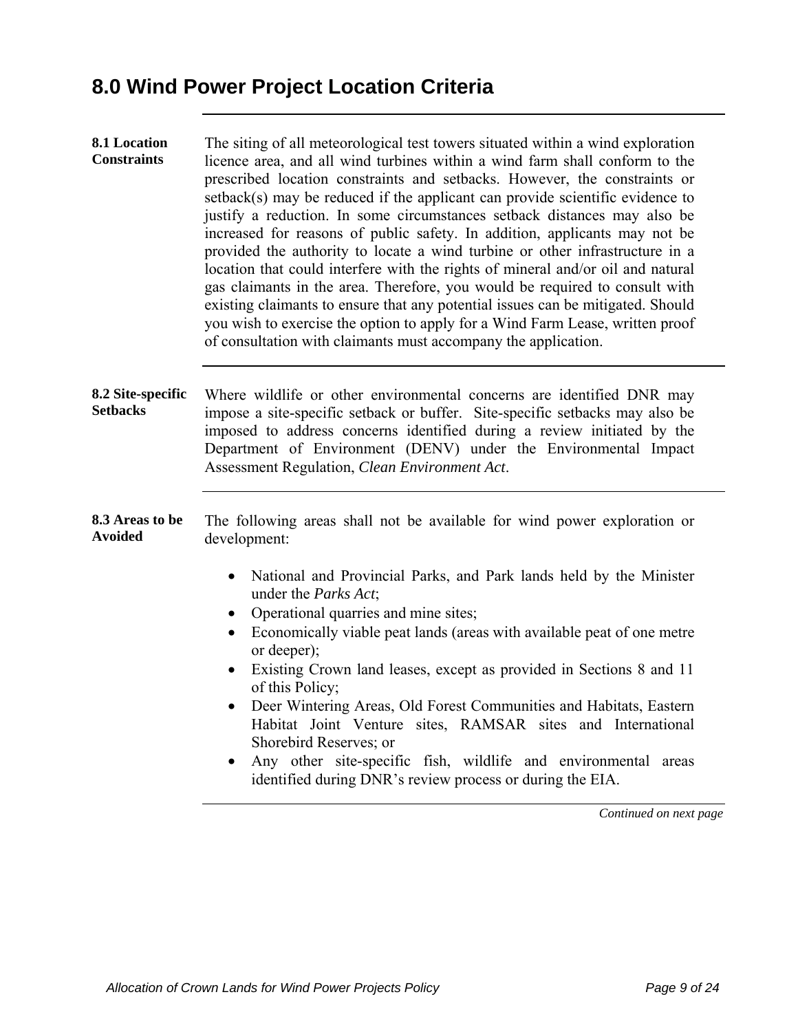## 8.0 Wind Power Project Location Criteria

**8.1 Location Constraints**

The siting of all meteorological test towers situated within a wind exploration licence area, and all wind turbines within a wind farm shall conform to the prescribed location constraints and setbacks. However, the constraints or setback(s) may be reduced if the applicant can provide scientific evidence to justify a reduction. In some circumstances setback distances may also be increased for reasons of public safety. In addition, applicants may not be provided the authority to locate a wind turbine or other infrastructure in a location that could interfere with the rights of mineral and/or oil and natural gas claimants in the area. Therefore, you would be required to consult with existing claimants to ensure that any potential issues can be mitigated. Should you wish to exercise the option to apply for a Wind Farm Lease, written proof of consultation with claimants must accompany the application.

**8.2 Site-specific Setbacks**

Where wildlife or other environmental concerns are identified DNR may impose a site-specific setback or buffer. Site-specific setbacks may also be imposed to address concerns identified during a review initiated by the Department of Environment (DENV) under the Environmental Impact Assessment Regulation, *Clean Environment Act*.

**8.3 Areas to be Avoided**

The following areas shall not be available for wind power exploration or development:

- National and Provincial Parks, and Park lands held by the Minister under the *Parks Act*;
- Operational quarries and mine sites;
- Economically viable peat lands (areas with available peat of one metre or deeper);
- Existing Crown land leases, except as provided in Sections 8 and 11 of this Policy;
- Deer Wintering Areas, Old Forest Communities and Habitats, Eastern Habitat Joint Venture sites, RAMSAR sites and International Shorebird Reserves; or
- Any other site-specific fish, wildlife and environmental areas identified during DNR's review process or during the EIA.

*Continued on next page*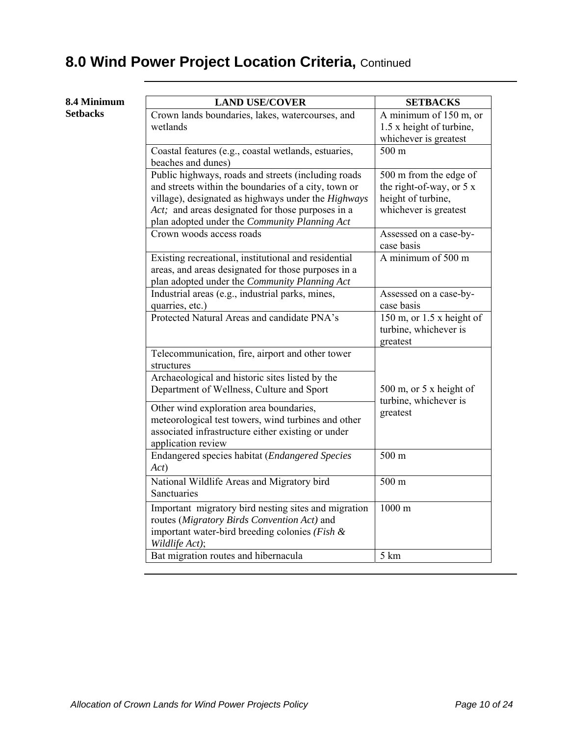# 8.0 Wind Power Project Location Criteria, Continued

**8.4 Minimum Setbacks**

| LAND USE/COVER | SETBACKS |
|---|---|
| Crown lands boundaries, lakes, watercourses, and wetlands | A minimum of 150 m, or 1.5 x height of turbine, whichever is greatest |
| Coastal features (e.g., coastal wetlands, estuaries, beaches and dunes) | 500 m |
| Public highways, roads and streets (including roads and streets within the boundaries of a city, town or village), designated as highways under the *Highways Act;* and areas designated for those purposes in a plan adopted under the *Community Planning Act* | 500 m from the edge of the right-of-way, or 5 x height of turbine, whichever is greatest |
| Crown woods access roads | Assessed on a case-by-case basis |
| Existing recreational, institutional and residential areas, and areas designated for those purposes in a plan adopted under the *Community Planning Act* | A minimum of 500 m |
| Industrial areas (e.g., industrial parks, mines, quarries, etc.) | Assessed on a case-by-case basis |
| Protected Natural Areas and candidate PNA's | 150 m, or 1.5 x height of turbine, whichever is greatest |
| Telecommunication, fire, airport and other tower structures | 500 m, or 5 x height of turbine, whichever is greatest |
| Archaeological and historic sites listed by the Department of Wellness, Culture and Sport | 500 m, or 5 x height of turbine, whichever is greatest |
| Other wind exploration area boundaries, meteorological test towers, wind turbines and other associated infrastructure either existing or under application review | 500 m, or 5 x height of turbine, whichever is greatest |
| Endangered species habitat (*Endangered Species Act*) | 500 m |
| National Wildlife Areas and Migratory bird Sanctuaries | 500 m |
| Important migratory bird nesting sites and migration routes (*Migratory Birds Convention Act)* and important water-bird breeding colonies *(Fish & Wildlife Act)*; | 1000 m |
| Bat migration routes and hibernacula | 5 km |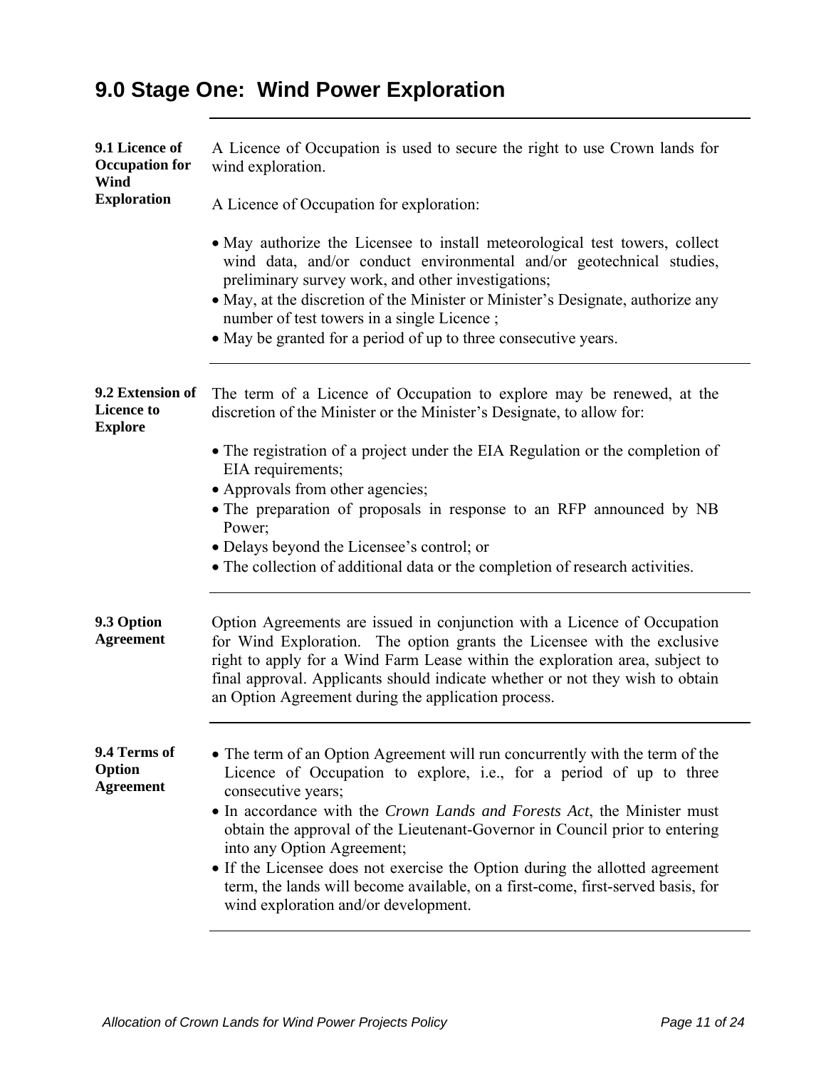# 9.0 Stage One: Wind Power Exploration

### 9.1 Licence of Occupation for Wind Exploration

A Licence of Occupation is used to secure the right to use Crown lands for wind exploration.

A Licence of Occupation for exploration:

- May authorize the Licensee to install meteorological test towers, collect wind data, and/or conduct environmental and/or geotechnical studies, preliminary survey work, and other investigations;
- May, at the discretion of the Minister or Minister's Designate, authorize any number of test towers in a single Licence ;
- May be granted for a period of up to three consecutive years.

### 9.2 Extension of Licence to Explore

The term of a Licence of Occupation to explore may be renewed, at the discretion of the Minister or the Minister's Designate, to allow for:

- The registration of a project under the EIA Regulation or the completion of EIA requirements;
- Approvals from other agencies;
- The preparation of proposals in response to an RFP announced by NB Power;
- Delays beyond the Licensee's control; or
- The collection of additional data or the completion of research activities.

### 9.3 Option Agreement

Option Agreements are issued in conjunction with a Licence of Occupation for Wind Exploration. The option grants the Licensee with the exclusive right to apply for a Wind Farm Lease within the exploration area, subject to final approval. Applicants should indicate whether or not they wish to obtain an Option Agreement during the application process.

### 9.4 Terms of Option Agreement

- The term of an Option Agreement will run concurrently with the term of the Licence of Occupation to explore, i.e., for a period of up to three consecutive years;
- In accordance with the *Crown Lands and Forests Act*, the Minister must obtain the approval of the Lieutenant-Governor in Council prior to entering into any Option Agreement;
- If the Licensee does not exercise the Option during the allotted agreement term, the lands will become available, on a first-come, first-served basis, for wind exploration and/or development.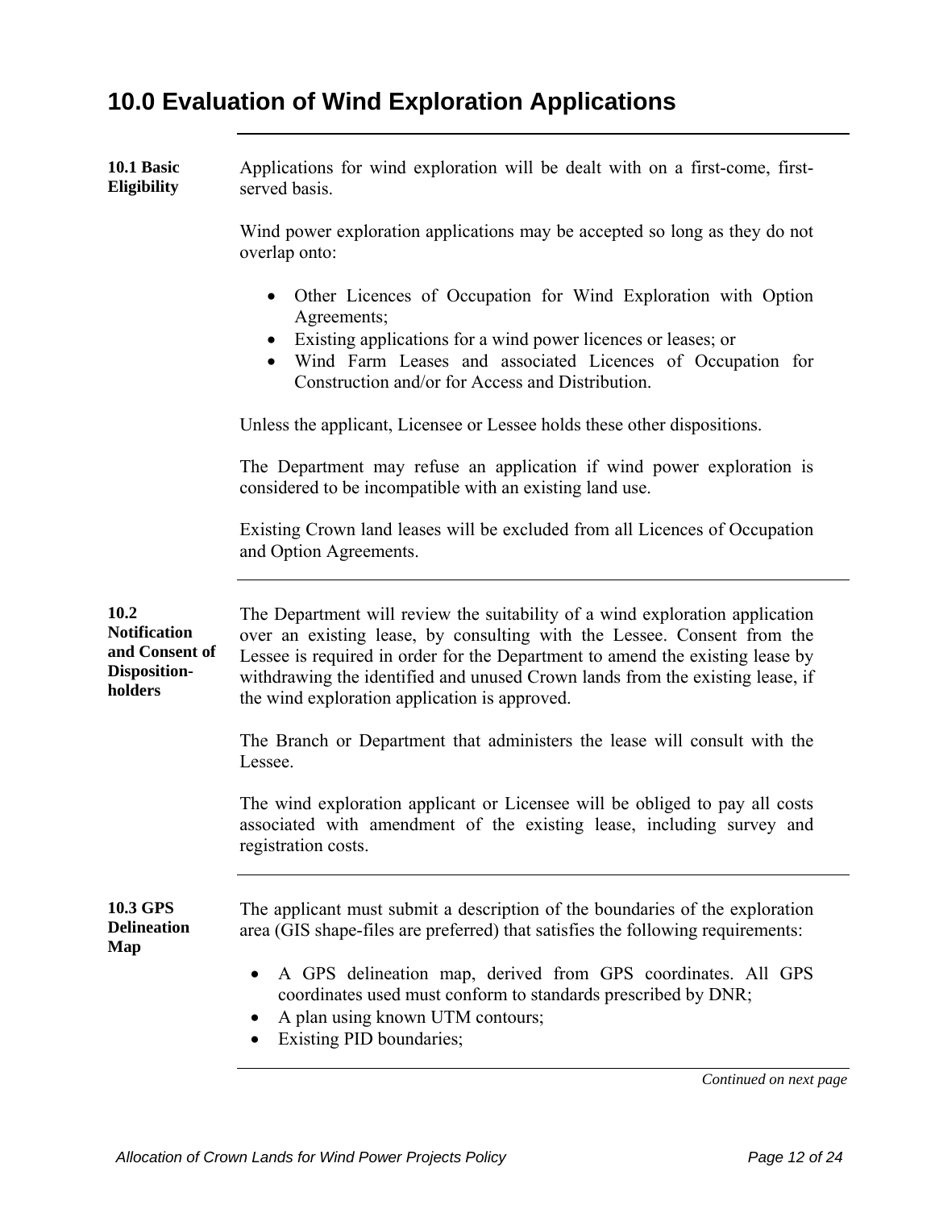# 10.0 Evaluation of Wind Exploration Applications

### 10.1 Basic Eligibility

Applications for wind exploration will be dealt with on a first-come, first-served basis.

Wind power exploration applications may be accepted so long as they do not overlap onto:

- Other Licences of Occupation for Wind Exploration with Option Agreements;
- Existing applications for a wind power licences or leases; or
- Wind Farm Leases and associated Licences of Occupation for Construction and/or for Access and Distribution.

Unless the applicant, Licensee or Lessee holds these other dispositions.

The Department may refuse an application if wind power exploration is considered to be incompatible with an existing land use.

Existing Crown land leases will be excluded from all Licences of Occupation and Option Agreements.

### 10.2 Notification and Consent of Disposition-holders

The Department will review the suitability of a wind exploration application over an existing lease, by consulting with the Lessee. Consent from the Lessee is required in order for the Department to amend the existing lease by withdrawing the identified and unused Crown lands from the existing lease, if the wind exploration application is approved.

The Branch or Department that administers the lease will consult with the Lessee.

The wind exploration applicant or Licensee will be obliged to pay all costs associated with amendment of the existing lease, including survey and registration costs.

### 10.3 GPS Delineation Map

The applicant must submit a description of the boundaries of the exploration area (GIS shape-files are preferred) that satisfies the following requirements:

- A GPS delineation map, derived from GPS coordinates. All GPS coordinates used must conform to standards prescribed by DNR;
- A plan using known UTM contours;
- Existing PID boundaries;

*Continued on next page*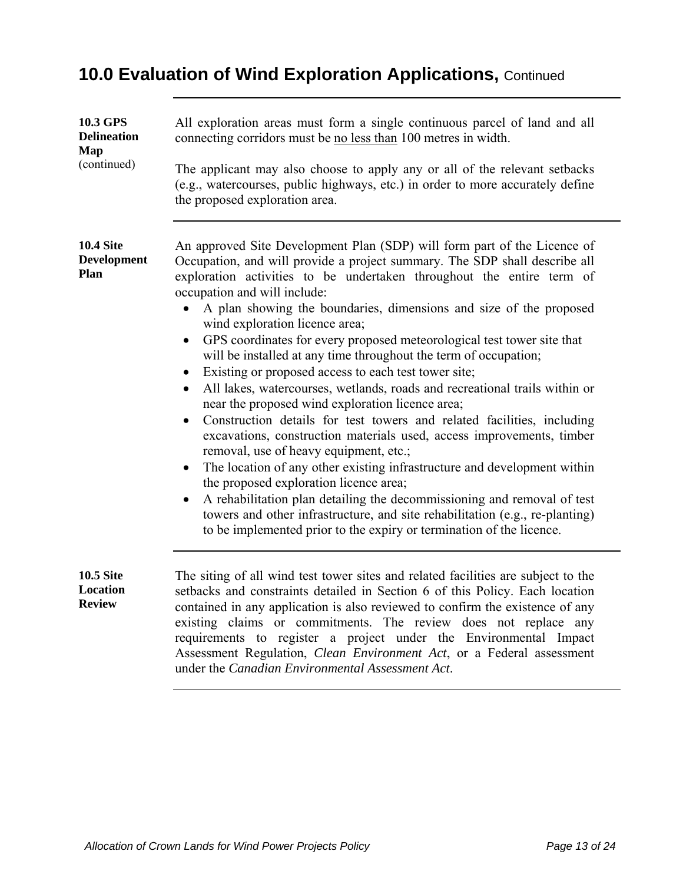# 10.0 Evaluation of Wind Exploration Applications, Continued

**10.3 GPS Delineation Map** (continued)

All exploration areas must form a single continuous parcel of land and all connecting corridors must be no less than 100 metres in width.

The applicant may also choose to apply any or all of the relevant setbacks (e.g., watercourses, public highways, etc.) in order to more accurately define the proposed exploration area.

**10.4 Site Development Plan**

An approved Site Development Plan (SDP) will form part of the Licence of Occupation, and will provide a project summary. The SDP shall describe all exploration activities to be undertaken throughout the entire term of occupation and will include:

- A plan showing the boundaries, dimensions and size of the proposed wind exploration licence area;
- GPS coordinates for every proposed meteorological test tower site that will be installed at any time throughout the term of occupation;
- Existing or proposed access to each test tower site;
- All lakes, watercourses, wetlands, roads and recreational trails within or near the proposed wind exploration licence area;
- Construction details for test towers and related facilities, including excavations, construction materials used, access improvements, timber removal, use of heavy equipment, etc.;
- The location of any other existing infrastructure and development within the proposed exploration licence area;
- A rehabilitation plan detailing the decommissioning and removal of test towers and other infrastructure, and site rehabilitation (e.g., re-planting) to be implemented prior to the expiry or termination of the licence.

**10.5 Site Location Review**

The siting of all wind test tower sites and related facilities are subject to the setbacks and constraints detailed in Section 6 of this Policy. Each location contained in any application is also reviewed to confirm the existence of any existing claims or commitments. The review does not replace any requirements to register a project under the Environmental Impact Assessment Regulation, *Clean Environment Act*, or a Federal assessment under the *Canadian Environmental Assessment Act*.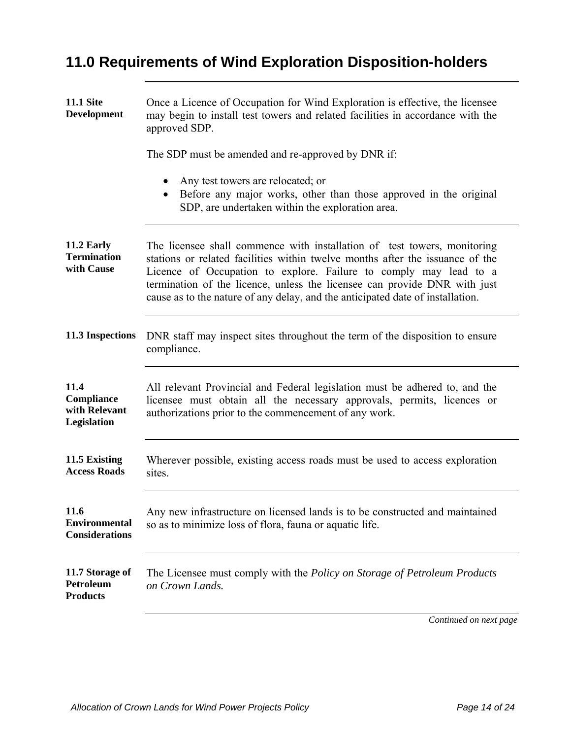# 11.0 Requirements of Wind Exploration Disposition-holders

**11.1 Site Development**

Once a Licence of Occupation for Wind Exploration is effective, the licensee may begin to install test towers and related facilities in accordance with the approved SDP.

The SDP must be amended and re-approved by DNR if:

- Any test towers are relocated; or
- Before any major works, other than those approved in the original SDP, are undertaken within the exploration area.

**11.2 Early Termination with Cause**

The licensee shall commence with installation of test towers, monitoring stations or related facilities within twelve months after the issuance of the Licence of Occupation to explore. Failure to comply may lead to a termination of the licence, unless the licensee can provide DNR with just cause as to the nature of any delay, and the anticipated date of installation.

**11.3 Inspections**

DNR staff may inspect sites throughout the term of the disposition to ensure compliance.

**11.4 Compliance with Relevant Legislation**

All relevant Provincial and Federal legislation must be adhered to, and the licensee must obtain all the necessary approvals, permits, licences or authorizations prior to the commencement of any work.

**11.5 Existing Access Roads**

Wherever possible, existing access roads must be used to access exploration sites.

**11.6 Environmental Considerations**

Any new infrastructure on licensed lands is to be constructed and maintained so as to minimize loss of flora, fauna or aquatic life.

**11.7 Storage of Petroleum Products**

The Licensee must comply with the *Policy on Storage of Petroleum Products on Crown Lands.*

*Continued on next page*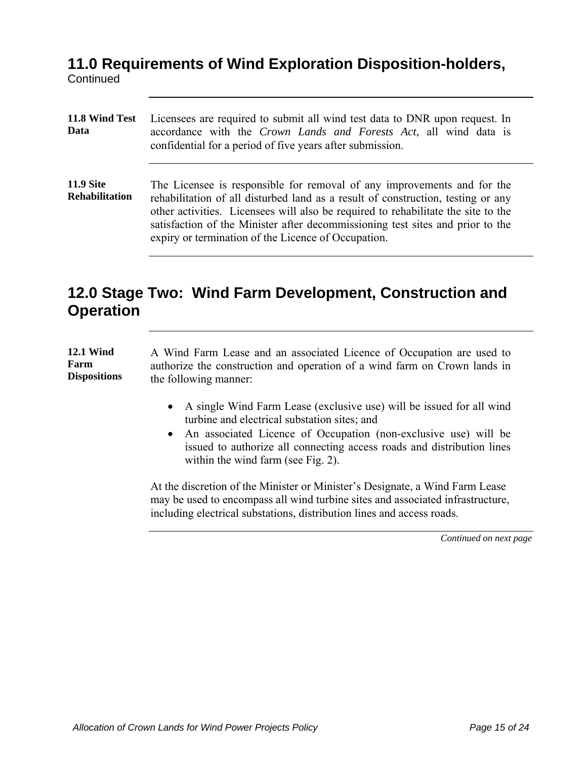## 11.0 Requirements of Wind Exploration Disposition-holders, Continued

**11.8 Wind Test Data**

Licensees are required to submit all wind test data to DNR upon request. In accordance with the *Crown Lands and Forests Act*, all wind data is confidential for a period of five years after submission.

**11.9 Site Rehabilitation**

The Licensee is responsible for removal of any improvements and for the rehabilitation of all disturbed land as a result of construction, testing or any other activities. Licensees will also be required to rehabilitate the site to the satisfaction of the Minister after decommissioning test sites and prior to the expiry or termination of the Licence of Occupation.

## 12.0 Stage Two: Wind Farm Development, Construction and Operation

**12.1 Wind Farm Dispositions**

A Wind Farm Lease and an associated Licence of Occupation are used to authorize the construction and operation of a wind farm on Crown lands in the following manner:

- A single Wind Farm Lease (exclusive use) will be issued for all wind turbine and electrical substation sites; and
- An associated Licence of Occupation (non-exclusive use) will be issued to authorize all connecting access roads and distribution lines within the wind farm (see Fig. 2).

At the discretion of the Minister or Minister's Designate, a Wind Farm Lease may be used to encompass all wind turbine sites and associated infrastructure, including electrical substations, distribution lines and access roads.

*Continued on next page*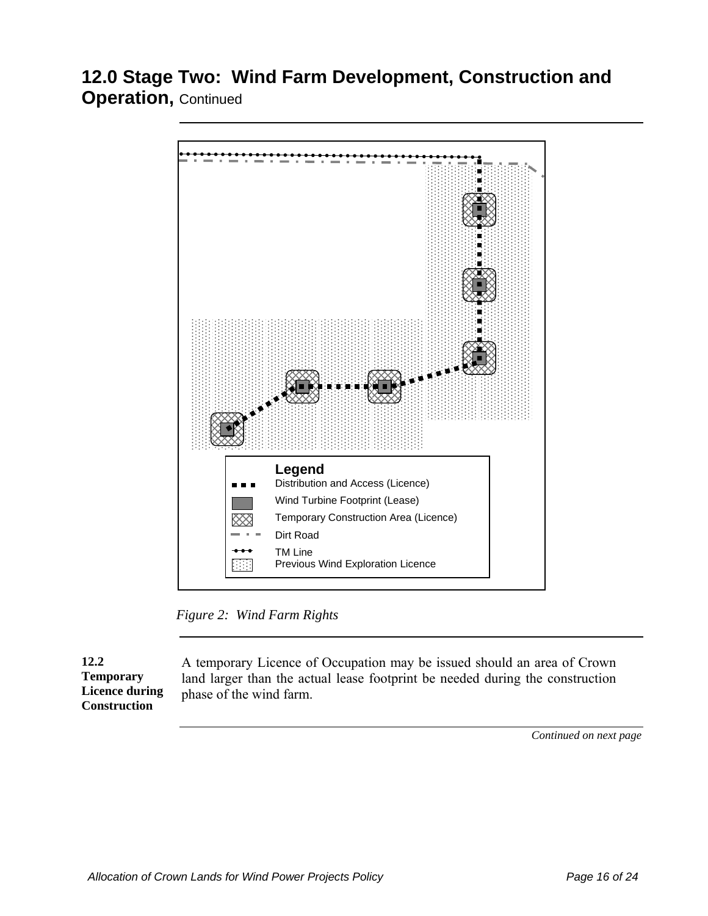# 12.0 Stage Two: Wind Farm Development, Construction and Operation, Continued

**Legend**

- Distribution and Access (Licence)
- Wind Turbine Footprint (Lease)
- Temporary Construction Area (Licence)
- Dirt Road
- TM Line
- Previous Wind Exploration Licence

*Figure 2: Wind Farm Rights*

**12.2 Temporary Licence during Construction**

A temporary Licence of Occupation may be issued should an area of Crown land larger than the actual lease footprint be needed during the construction phase of the wind farm.

*Continued on next page*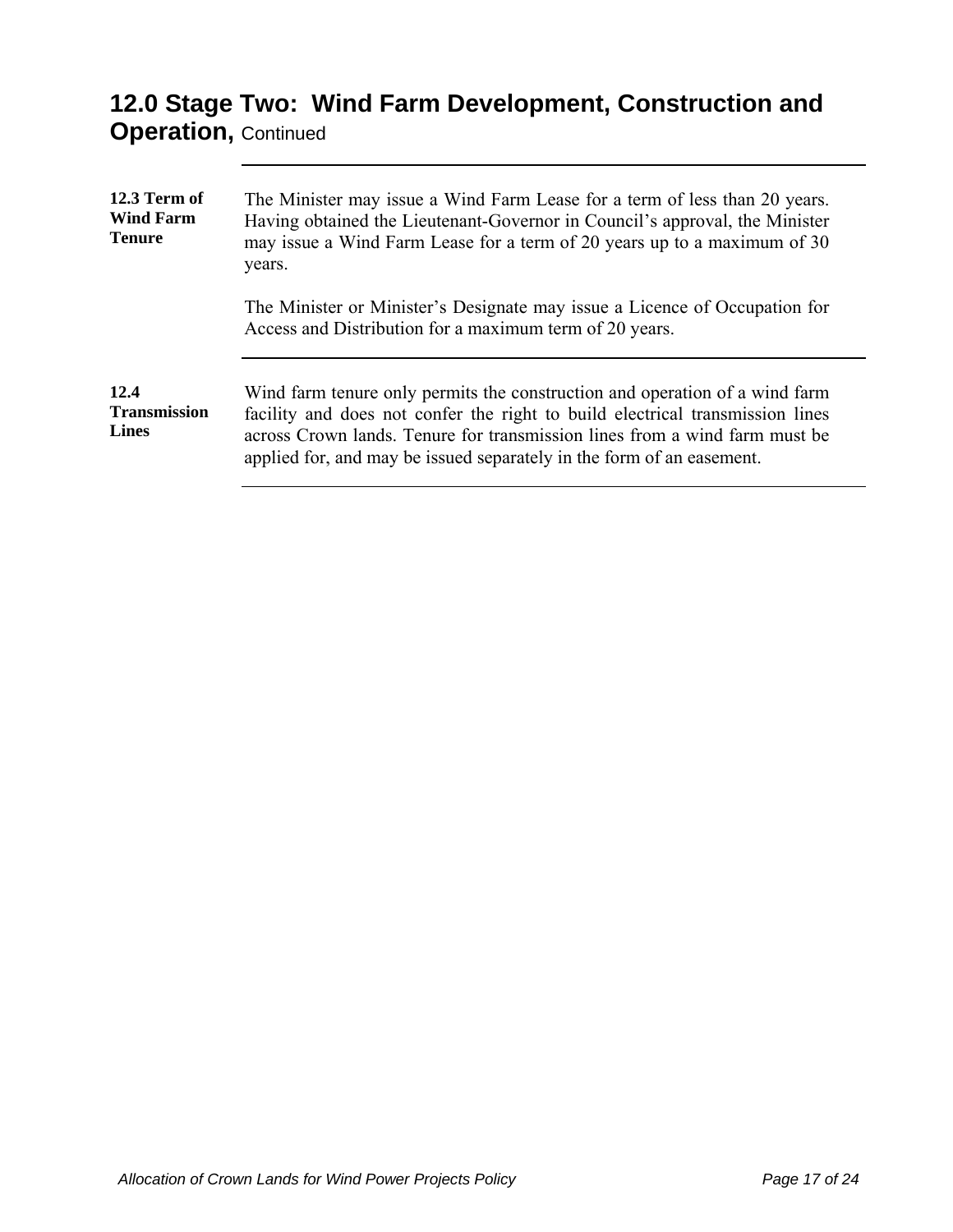# 12.0 Stage Two: Wind Farm Development, Construction and Operation, Continued

---

**12.3 Term of Wind Farm Tenure**

The Minister may issue a Wind Farm Lease for a term of less than 20 years. Having obtained the Lieutenant-Governor in Council's approval, the Minister may issue a Wind Farm Lease for a term of 20 years up to a maximum of 30 years.

The Minister or Minister's Designate may issue a Licence of Occupation for Access and Distribution for a maximum term of 20 years.

---

**12.4 Transmission Lines**

Wind farm tenure only permits the construction and operation of a wind farm facility and does not confer the right to build electrical transmission lines across Crown lands. Tenure for transmission lines from a wind farm must be applied for, and may be issued separately in the form of an easement.

---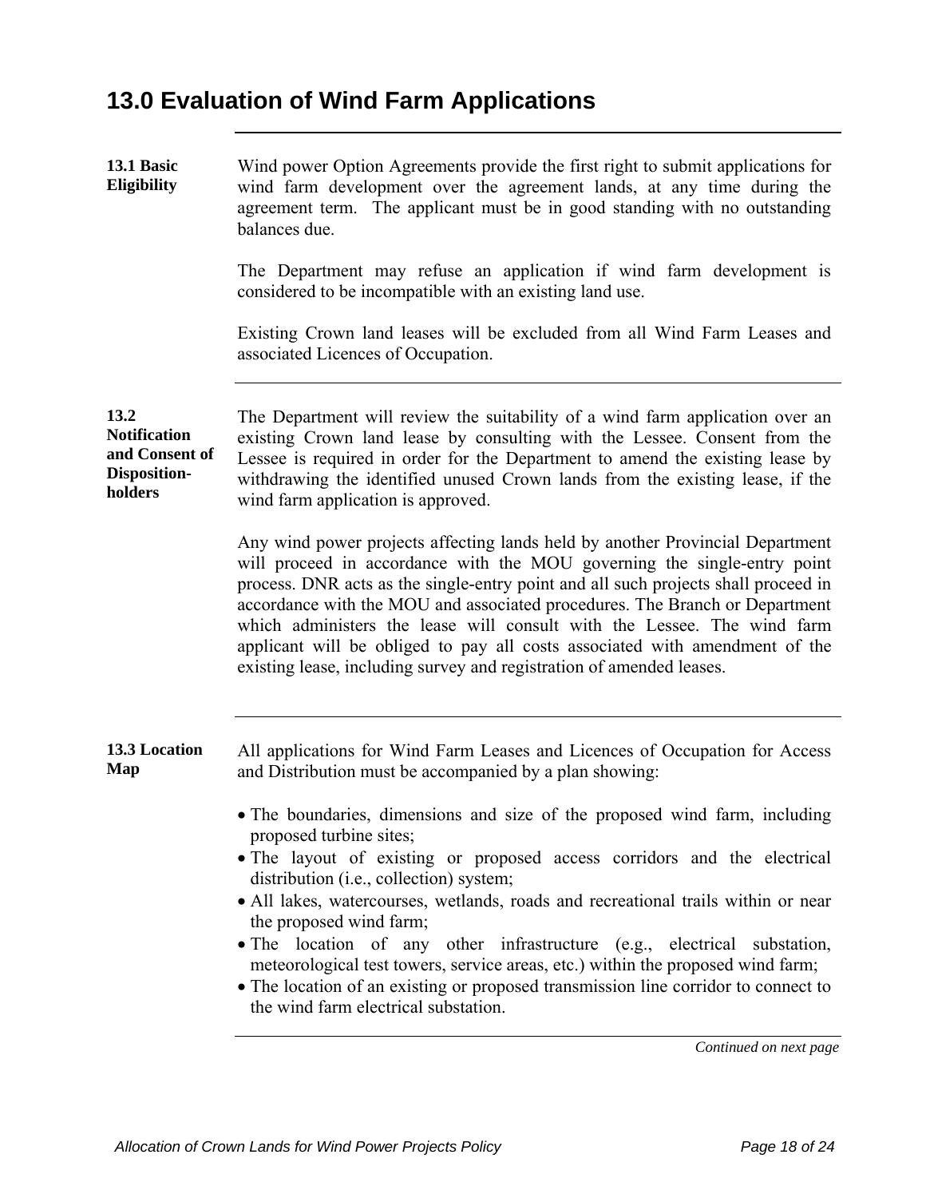# 13.0 Evaluation of Wind Farm Applications

**13.1 Basic Eligibility**

Wind power Option Agreements provide the first right to submit applications for wind farm development over the agreement lands, at any time during the agreement term. The applicant must be in good standing with no outstanding balances due.

The Department may refuse an application if wind farm development is considered to be incompatible with an existing land use.

Existing Crown land leases will be excluded from all Wind Farm Leases and associated Licences of Occupation.

**13.2 Notification and Consent of Disposition-holders**

The Department will review the suitability of a wind farm application over an existing Crown land lease by consulting with the Lessee. Consent from the Lessee is required in order for the Department to amend the existing lease by withdrawing the identified unused Crown lands from the existing lease, if the wind farm application is approved.

Any wind power projects affecting lands held by another Provincial Department will proceed in accordance with the MOU governing the single-entry point process. DNR acts as the single-entry point and all such projects shall proceed in accordance with the MOU and associated procedures. The Branch or Department which administers the lease will consult with the Lessee. The wind farm applicant will be obliged to pay all costs associated with amendment of the existing lease, including survey and registration of amended leases.

**13.3 Location Map**

All applications for Wind Farm Leases and Licences of Occupation for Access and Distribution must be accompanied by a plan showing:

- The boundaries, dimensions and size of the proposed wind farm, including proposed turbine sites;
- The layout of existing or proposed access corridors and the electrical distribution (i.e., collection) system;
- All lakes, watercourses, wetlands, roads and recreational trails within or near the proposed wind farm;
- The location of any other infrastructure (e.g., electrical substation, meteorological test towers, service areas, etc.) within the proposed wind farm;
- The location of an existing or proposed transmission line corridor to connect to the wind farm electrical substation.

*Continued on next page*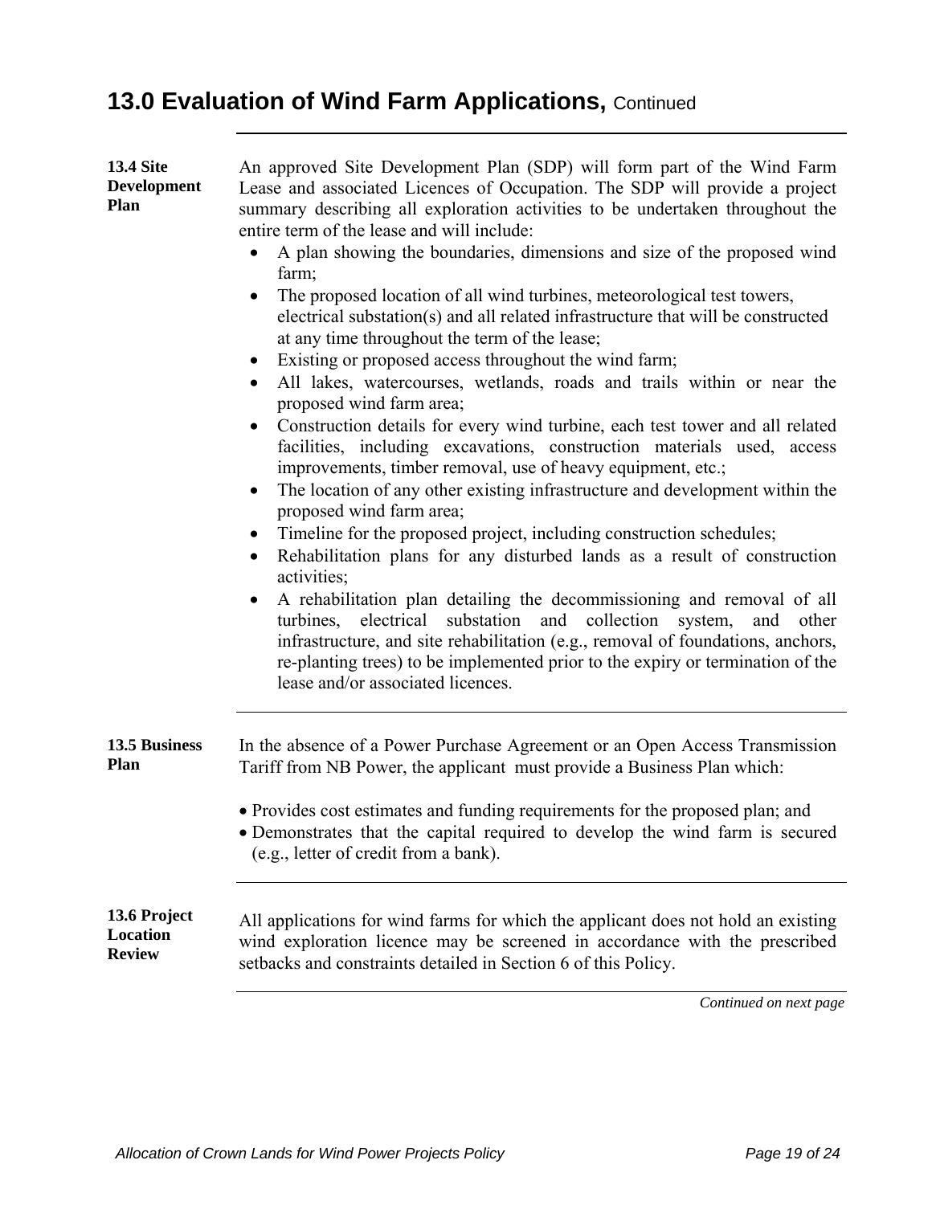## 13.0 Evaluation of Wind Farm Applications, Continued

**13.4 Site Development Plan**

An approved Site Development Plan (SDP) will form part of the Wind Farm Lease and associated Licences of Occupation. The SDP will provide a project summary describing all exploration activities to be undertaken throughout the entire term of the lease and will include:

- A plan showing the boundaries, dimensions and size of the proposed wind farm;
- The proposed location of all wind turbines, meteorological test towers, electrical substation(s) and all related infrastructure that will be constructed at any time throughout the term of the lease;
- Existing or proposed access throughout the wind farm;
- All lakes, watercourses, wetlands, roads and trails within or near the proposed wind farm area;
- Construction details for every wind turbine, each test tower and all related facilities, including excavations, construction materials used, access improvements, timber removal, use of heavy equipment, etc.;
- The location of any other existing infrastructure and development within the proposed wind farm area;
- Timeline for the proposed project, including construction schedules;
- Rehabilitation plans for any disturbed lands as a result of construction activities;
- A rehabilitation plan detailing the decommissioning and removal of all turbines, electrical substation and collection system, and other infrastructure, and site rehabilitation (e.g., removal of foundations, anchors, re-planting trees) to be implemented prior to the expiry or termination of the lease and/or associated licences.

**13.5 Business Plan**

In the absence of a Power Purchase Agreement or an Open Access Transmission Tariff from NB Power, the applicant must provide a Business Plan which:

- Provides cost estimates and funding requirements for the proposed plan; and
- Demonstrates that the capital required to develop the wind farm is secured (e.g., letter of credit from a bank).

**13.6 Project Location Review**

All applications for wind farms for which the applicant does not hold an existing wind exploration licence may be screened in accordance with the prescribed setbacks and constraints detailed in Section 6 of this Policy.

*Continued on next page*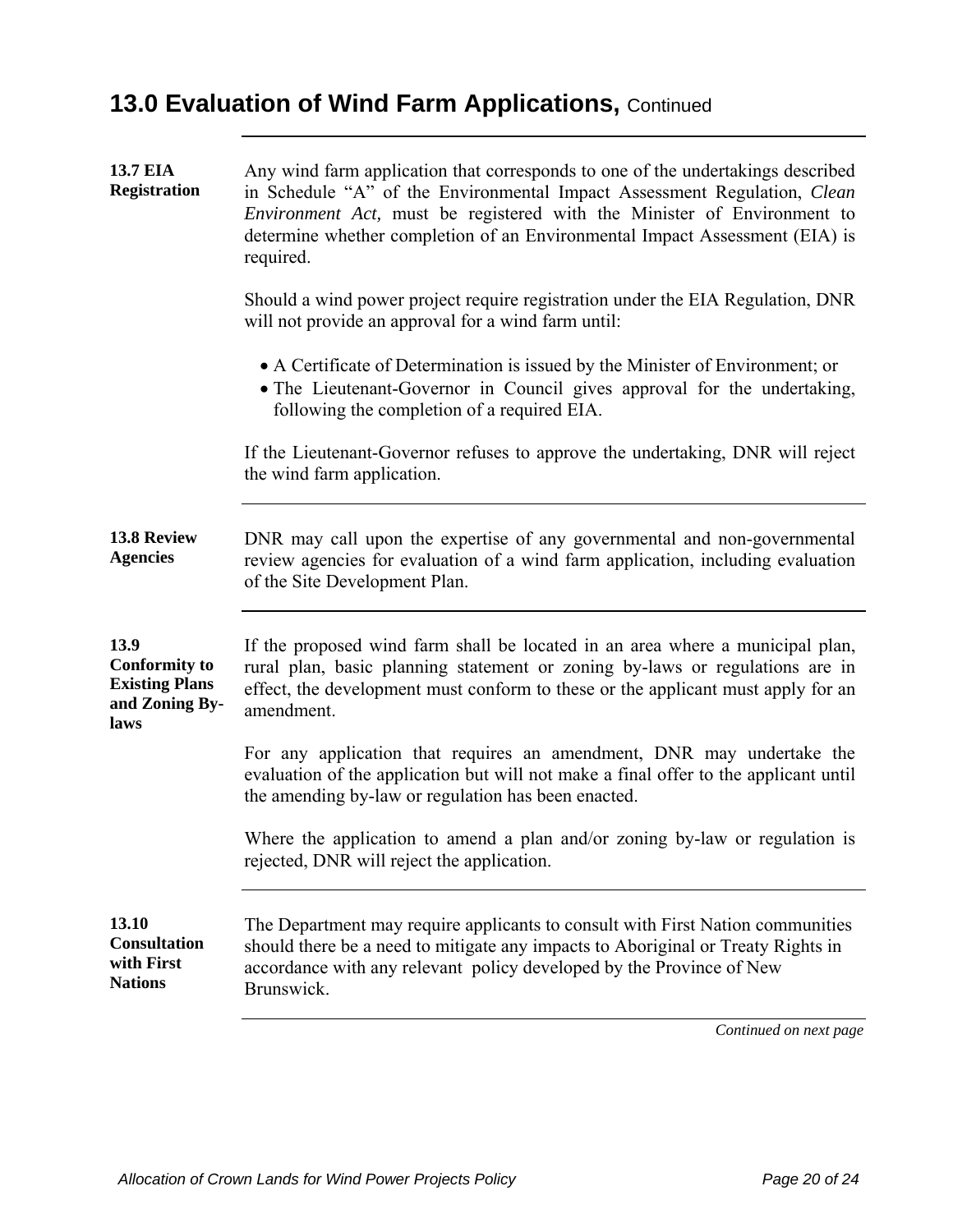# 13.0 Evaluation of Wind Farm Applications, Continued

### 13.7 EIA Registration

Any wind farm application that corresponds to one of the undertakings described in Schedule "A" of the Environmental Impact Assessment Regulation, *Clean Environment Act,* must be registered with the Minister of Environment to determine whether completion of an Environmental Impact Assessment (EIA) is required.

Should a wind power project require registration under the EIA Regulation, DNR will not provide an approval for a wind farm until:

- A Certificate of Determination is issued by the Minister of Environment; or
- The Lieutenant-Governor in Council gives approval for the undertaking, following the completion of a required EIA.

If the Lieutenant-Governor refuses to approve the undertaking, DNR will reject the wind farm application.

### 13.8 Review Agencies

DNR may call upon the expertise of any governmental and non-governmental review agencies for evaluation of a wind farm application, including evaluation of the Site Development Plan.

### 13.9 Conformity to Existing Plans and Zoning By-laws

If the proposed wind farm shall be located in an area where a municipal plan, rural plan, basic planning statement or zoning by-laws or regulations are in effect, the development must conform to these or the applicant must apply for an amendment.

For any application that requires an amendment, DNR may undertake the evaluation of the application but will not make a final offer to the applicant until the amending by-law or regulation has been enacted.

Where the application to amend a plan and/or zoning by-law or regulation is rejected, DNR will reject the application.

### 13.10 Consultation with First Nations

The Department may require applicants to consult with First Nation communities should there be a need to mitigate any impacts to Aboriginal or Treaty Rights in accordance with any relevant policy developed by the Province of New Brunswick.

*Continued on next page*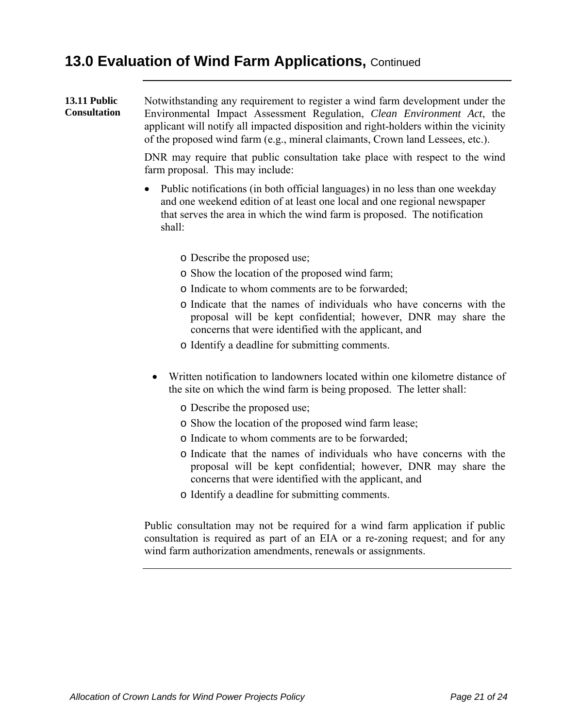# 13.0 Evaluation of Wind Farm Applications, Continued

**13.11 Public Consultation**

Notwithstanding any requirement to register a wind farm development under the Environmental Impact Assessment Regulation, *Clean Environment Act*, the applicant will notify all impacted disposition and right-holders within the vicinity of the proposed wind farm (e.g., mineral claimants, Crown land Lessees, etc.).

DNR may require that public consultation take place with respect to the wind farm proposal. This may include:

- Public notifications (in both official languages) in no less than one weekday and one weekend edition of at least one local and one regional newspaper that serves the area in which the wind farm is proposed. The notification shall:
  - Describe the proposed use;
  - Show the location of the proposed wind farm;
  - Indicate to whom comments are to be forwarded;
  - Indicate that the names of individuals who have concerns with the proposal will be kept confidential; however, DNR may share the concerns that were identified with the applicant, and
  - Identify a deadline for submitting comments.

- Written notification to landowners located within one kilometre distance of the site on which the wind farm is being proposed. The letter shall:
  - Describe the proposed use;
  - Show the location of the proposed wind farm lease;
  - Indicate to whom comments are to be forwarded;
  - Indicate that the names of individuals who have concerns with the proposal will be kept confidential; however, DNR may share the concerns that were identified with the applicant, and
  - Identify a deadline for submitting comments.

Public consultation may not be required for a wind farm application if public consultation is required as part of an EIA or a re-zoning request; and for any wind farm authorization amendments, renewals or assignments.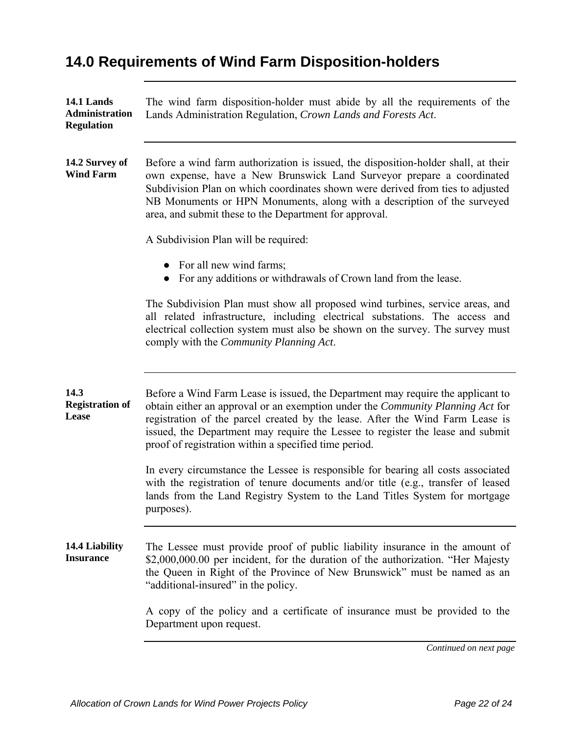# 14.0 Requirements of Wind Farm Disposition-holders

**14.1 Lands Administration Regulation**

The wind farm disposition-holder must abide by all the requirements of the Lands Administration Regulation, *Crown Lands and Forests Act*.

**14.2 Survey of Wind Farm**

Before a wind farm authorization is issued, the disposition-holder shall, at their own expense, have a New Brunswick Land Surveyor prepare a coordinated Subdivision Plan on which coordinates shown were derived from ties to adjusted NB Monuments or HPN Monuments, along with a description of the surveyed area, and submit these to the Department for approval.

A Subdivision Plan will be required:

- For all new wind farms;
- For any additions or withdrawals of Crown land from the lease.

The Subdivision Plan must show all proposed wind turbines, service areas, and all related infrastructure, including electrical substations. The access and electrical collection system must also be shown on the survey. The survey must comply with the *Community Planning Act*.

**14.3 Registration of Lease**

Before a Wind Farm Lease is issued, the Department may require the applicant to obtain either an approval or an exemption under the *Community Planning Act* for registration of the parcel created by the lease. After the Wind Farm Lease is issued, the Department may require the Lessee to register the lease and submit proof of registration within a specified time period.

In every circumstance the Lessee is responsible for bearing all costs associated with the registration of tenure documents and/or title (e.g., transfer of leased lands from the Land Registry System to the Land Titles System for mortgage purposes).

**14.4 Liability Insurance**

The Lessee must provide proof of public liability insurance in the amount of $2,000,000.00 per incident, for the duration of the authorization. “Her Majesty the Queen in Right of the Province of New Brunswick” must be named as an “additional-insured” in the policy.

A copy of the policy and a certificate of insurance must be provided to the Department upon request.

*Continued on next page*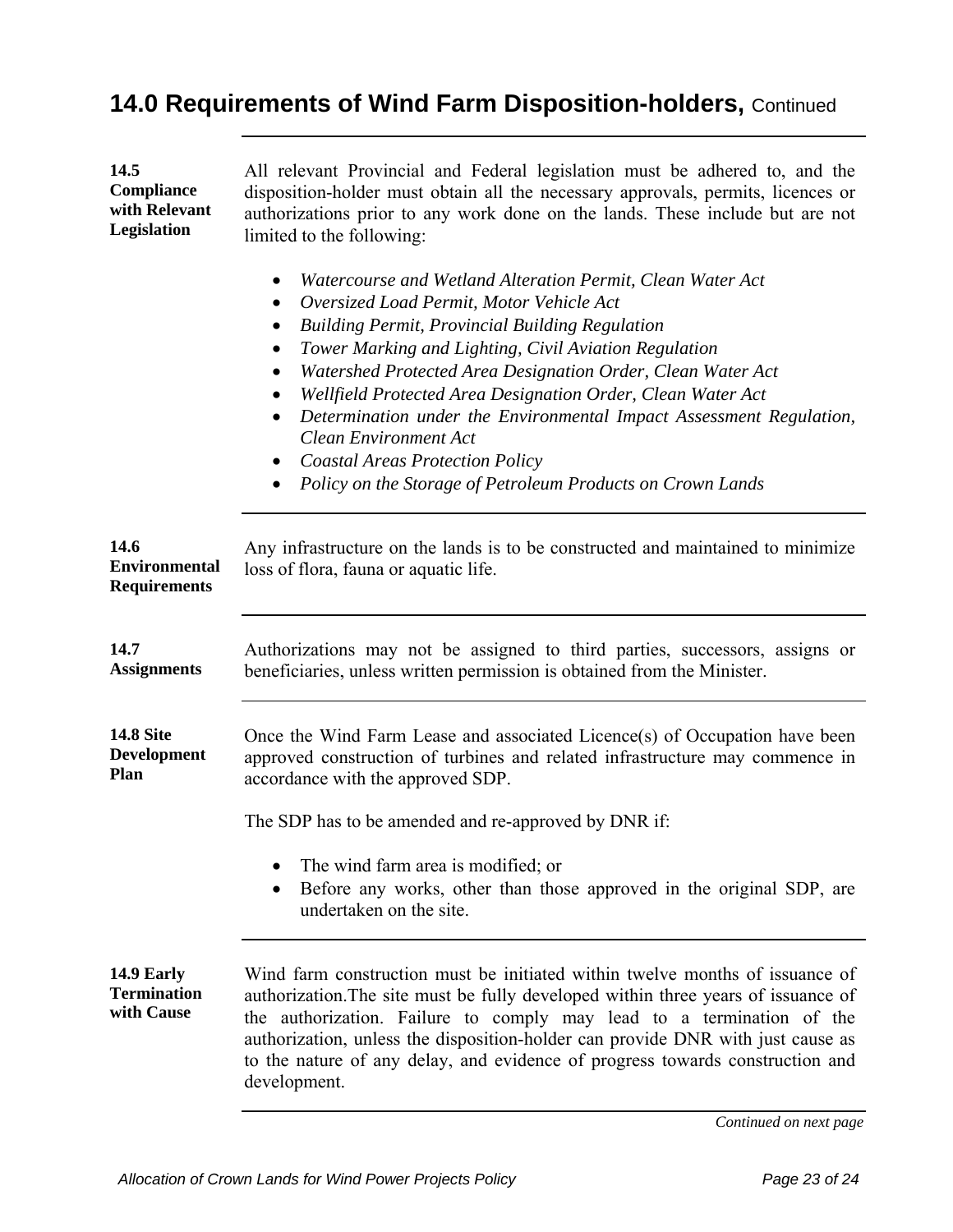## 14.0 Requirements of Wind Farm Disposition-holders, Continued

**14.5 Compliance with Relevant Legislation**

All relevant Provincial and Federal legislation must be adhered to, and the disposition-holder must obtain all the necessary approvals, permits, licences or authorizations prior to any work done on the lands. These include but are not limited to the following:

- *Watercourse and Wetland Alteration Permit, Clean Water Act*
- *Oversized Load Permit, Motor Vehicle Act*
- *Building Permit, Provincial Building Regulation*
- *Tower Marking and Lighting, Civil Aviation Regulation*
- *Watershed Protected Area Designation Order, Clean Water Act*
- *Wellfield Protected Area Designation Order, Clean Water Act*
- *Determination under the Environmental Impact Assessment Regulation, Clean Environment Act*
- *Coastal Areas Protection Policy*
- *Policy on the Storage of Petroleum Products on Crown Lands*

**14.6 Environmental Requirements**

Any infrastructure on the lands is to be constructed and maintained to minimize loss of flora, fauna or aquatic life.

**14.7 Assignments**

Authorizations may not be assigned to third parties, successors, assigns or beneficiaries, unless written permission is obtained from the Minister.

**14.8 Site Development Plan**

Once the Wind Farm Lease and associated Licence(s) of Occupation have been approved construction of turbines and related infrastructure may commence in accordance with the approved SDP.

The SDP has to be amended and re-approved by DNR if:

- The wind farm area is modified; or
- Before any works, other than those approved in the original SDP, are undertaken on the site.

**14.9 Early Termination with Cause**

Wind farm construction must be initiated within twelve months of issuance of authorization.The site must be fully developed within three years of issuance of the authorization. Failure to comply may lead to a termination of the authorization, unless the disposition-holder can provide DNR with just cause as to the nature of any delay, and evidence of progress towards construction and development.

*Continued on next page*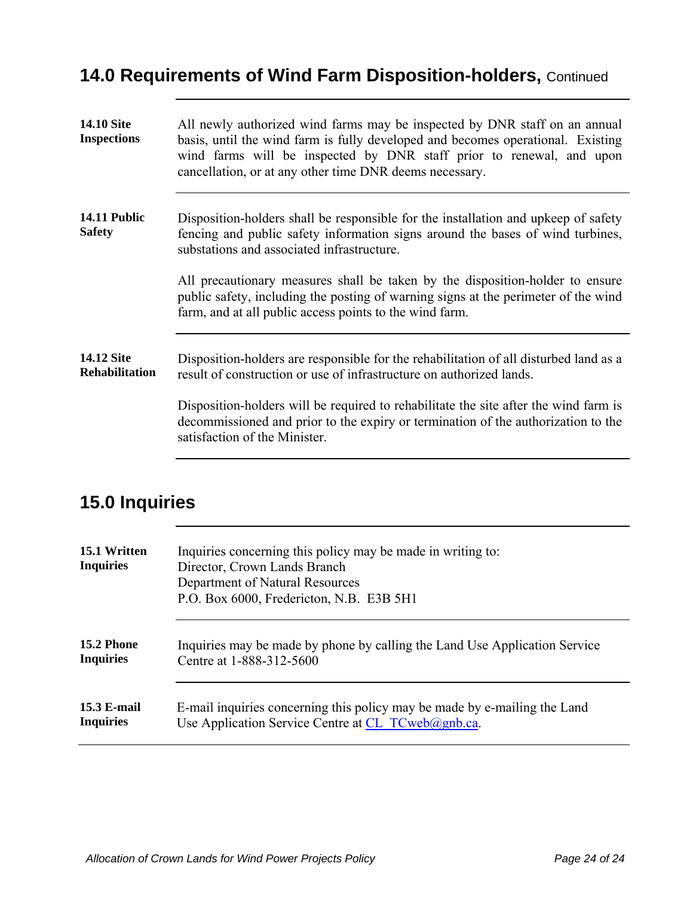## 14.0 Requirements of Wind Farm Disposition-holders, Continued

**14.10 Site Inspections**

All newly authorized wind farms may be inspected by DNR staff on an annual basis, until the wind farm is fully developed and becomes operational. Existing wind farms will be inspected by DNR staff prior to renewal, and upon cancellation, or at any other time DNR deems necessary.

**14.11 Public Safety**

Disposition-holders shall be responsible for the installation and upkeep of safety fencing and public safety information signs around the bases of wind turbines, substations and associated infrastructure.

All precautionary measures shall be taken by the disposition-holder to ensure public safety, including the posting of warning signs at the perimeter of the wind farm, and at all public access points to the wind farm.

**14.12 Site Rehabilitation**

Disposition-holders are responsible for the rehabilitation of all disturbed land as a result of construction or use of infrastructure on authorized lands.

Disposition-holders will be required to rehabilitate the site after the wind farm is decommissioned and prior to the expiry or termination of the authorization to the satisfaction of the Minister.

## 15.0 Inquiries

**15.1 Written Inquiries**

Inquiries concerning this policy may be made in writing to:
Director, Crown Lands Branch
Department of Natural Resources
P.O. Box 6000, Fredericton, N.B. E3B 5H1

**15.2 Phone Inquiries**

Inquiries may be made by phone by calling the Land Use Application Service Centre at 1-888-312-5600

**15.3 E-mail Inquiries**

E-mail inquiries concerning this policy may be made by e-mailing the Land Use Application Service Centre at CL_TCweb@gnb.ca.